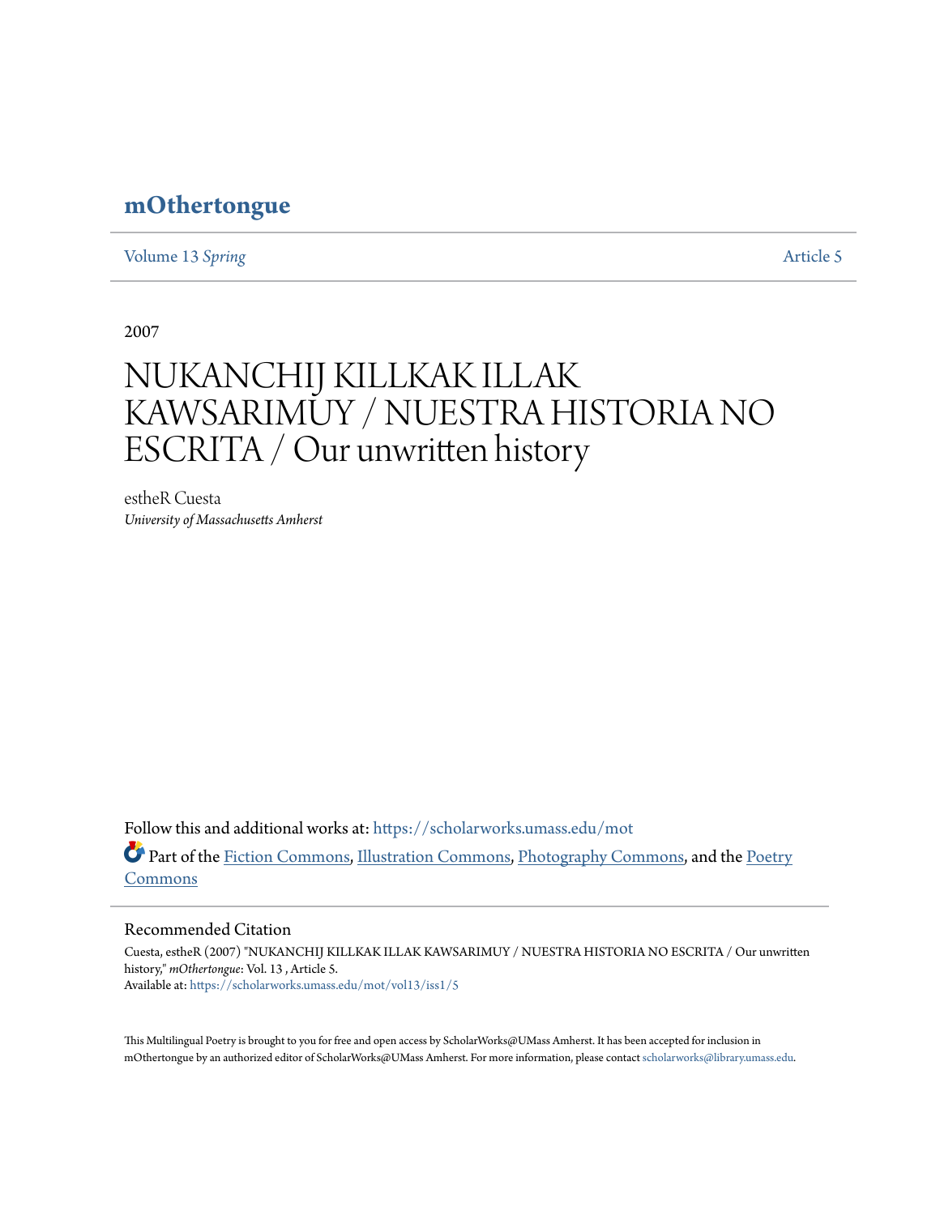# mOthertongue

Volume 13 *Spring* Article 5

2007

# NUKANCHIJ KILLKAK ILLAK KAWSARIMUY / NUESTRA HISTORIA NO ESCRITA / Our unwritten history

estheR Cuesta
*University of Massachusetts Amherst*

Follow this and additional works at: https://scholarworks.umass.edu/mot

Part of the Fiction Commons, Illustration Commons, Photography Commons, and the Poetry Commons

## Recommended Citation

Cuesta, estheR (2007) "NUKANCHIJ KILLKAK ILLAK KAWSARIMUY / NUESTRA HISTORIA NO ESCRITA / Our unwritten history," *mOthertongue*: Vol. 13 , Article 5.
Available at: https://scholarworks.umass.edu/mot/vol13/iss1/5

This Multilingual Poetry is brought to you for free and open access by ScholarWorks@UMass Amherst. It has been accepted for inclusion in mOthertongue by an authorized editor of ScholarWorks@UMass Amherst. For more information, please contact scholarworks@library.umass.edu.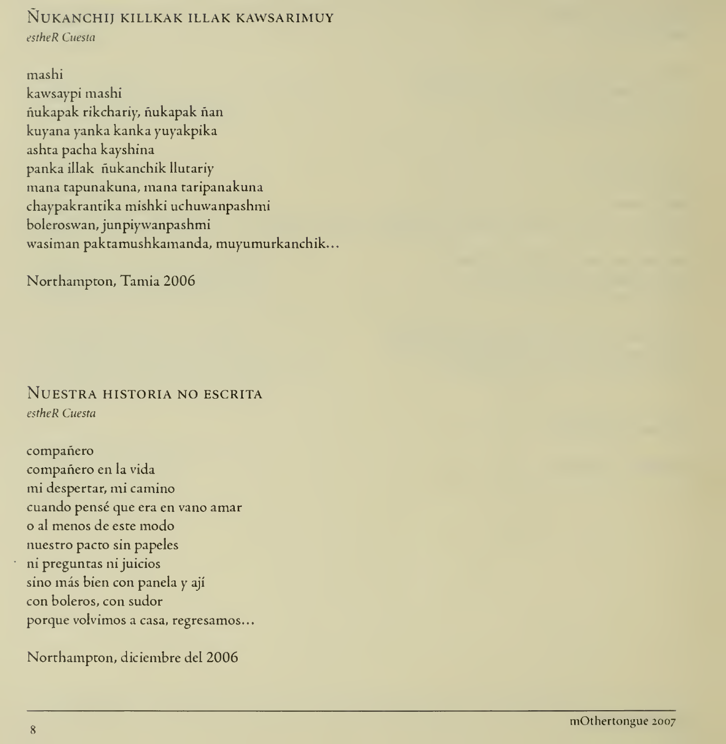## Ñukanchij killkak illak kawsarimuy

*estheR Cuesta*

mashi
kawsaypi mashi
ñukapak rikchariy, ñukapak ñan
kuyana yanka kanka yuyakpika
ashta pacha kayshina
panka illak ñukanchik llutariy
mana tapunakuna, mana taripanakuna
chaypakrantika mishki uchuwanpashmi
boleroswan, junpiywanpashmi
wasiman paktamushkamanda, muyumurkanchik...

Northampton, Tamia 2006

## Nuestra historia no escrita

*estheR Cuesta*

compañero
compañero en la vida
mi despertar, mi camino
cuando pensé que era en vano amar
o al menos de este modo
nuestro pacto sin papeles
ni preguntas ni juicios
sino más bien con panela y ají
con boleros, con sudor
porque volvimos a casa, regresamos...

Northampton, diciembre del 2006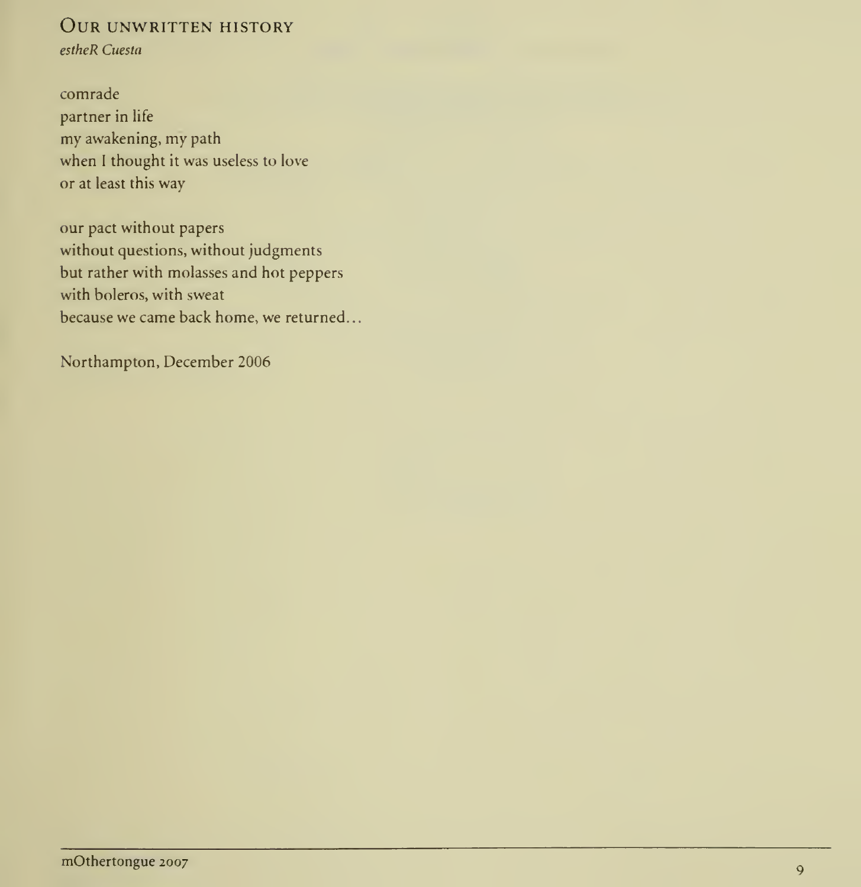## Our unwritten history

*estheR Cuesta*

comrade  
partner in life  
my awakening, my path  
when I thought it was useless to love  
or at least this way

our pact without papers  
without questions, without judgments  
but rather with molasses and hot peppers  
with boleros, with sweat  
because we came back home, we returned…

Northampton, December 2006